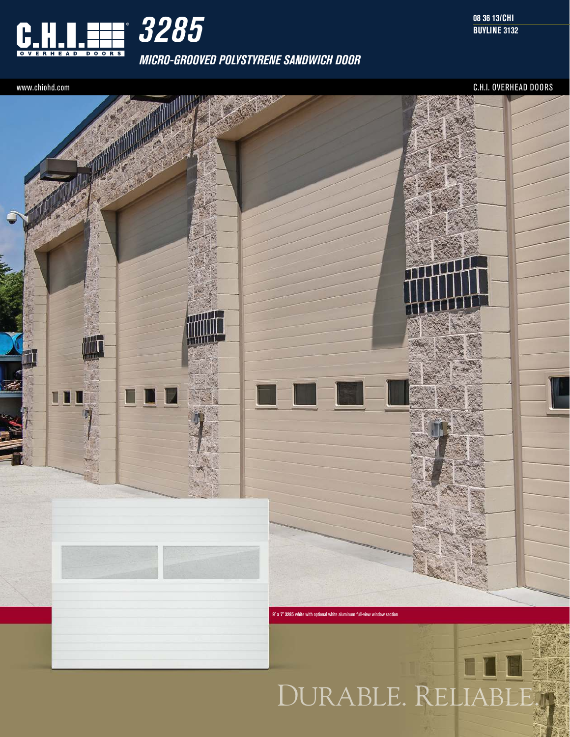# C.H.I. OVERHEAD DOORS 3285

## MICRO-GROOVED POLYSTYRENE SANDWICH DOOR

08 36 13/CHI
BUYLINE 3132

www.chiohd.com

C.H.I. OVERHEAD DOORS

**9' x 7' 3285** white with optional white aluminum full-view window section

DURABLE. RELIABLE.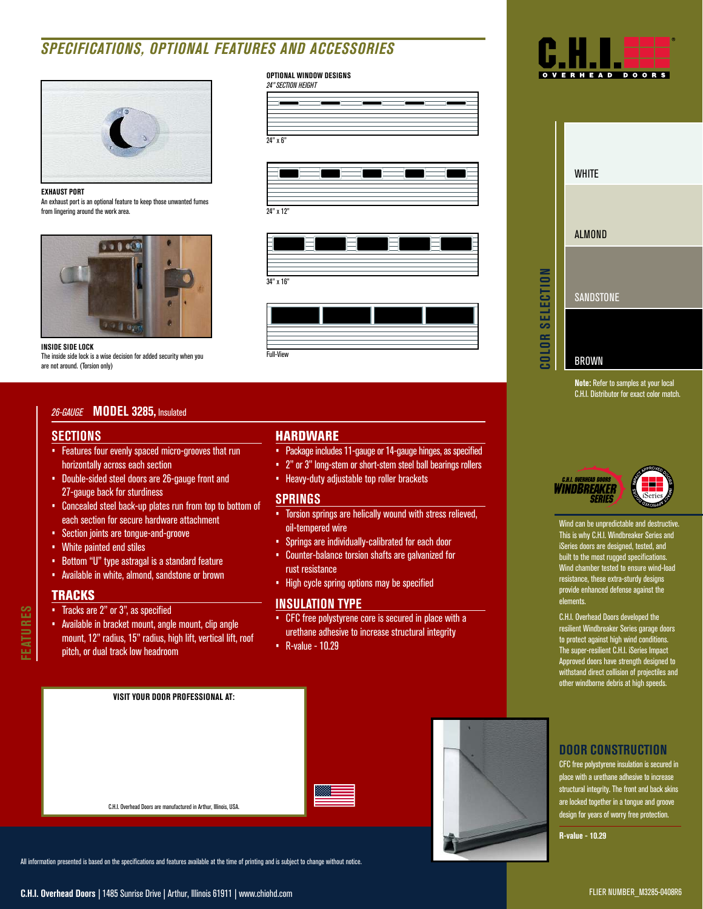## SPECIFICATIONS, OPTIONAL FEATURES AND ACCESSORIES

**EXHAUST PORT**
An exhaust port is an optional feature to keep those unwanted fumes from lingering around the work area.

**INSIDE SIDE LOCK**
The inside side lock is a wise decision for added security when you are not around. (Torsion only)

**OPTIONAL WINDOW DESIGNS**
*24" SECTION HEIGHT*

24" x 6"

24" x 12"

34" x 16"

Full-View

### COLOR SELECTION

WHITE

ALMOND

SANDSTONE

BROWN

**Note:** Refer to samples at your local C.H.I. Distributor for exact color match.

## FEATURES

*26-GAUGE* **MODEL 3285,** Insulated

### SECTIONS

- Features four evenly spaced micro-grooves that run horizontally across each section
- Double-sided steel doors are 26-gauge front and 27-gauge back for sturdiness
- Concealed steel back-up plates run from top to bottom of each section for secure hardware attachment
- Section joints are tongue-and-groove
- White painted end stiles
- Bottom "U" type astragal is a standard feature
- Available in white, almond, sandstone or brown

### TRACKS

- Tracks are 2" or 3", as specified
- Available in bracket mount, angle mount, clip angle mount, 12" radius, 15" radius, high lift, vertical lift, roof pitch, or dual track low headroom

### HARDWARE

- Package includes 11-gauge or 14-gauge hinges, as specified
- 2" or 3" long-stem or short-stem steel ball bearings rollers
- Heavy-duty adjustable top roller brackets

### SPRINGS

- Torsion springs are helically wound with stress relieved, oil-tempered wire
- Springs are individually-calibrated for each door
- Counter-balance torsion shafts are galvanized for rust resistance
- High cycle spring options may be specified

### INSULATION TYPE

- CFC free polystyrene core is secured in place with a urethane adhesive to increase structural integrity
- R-value - 10.29

C.H.I. OVERHEAD DOORS WINDBREAKER SERIES

Wind can be unpredictable and destructive. This is why C.H.I. Windbreaker Series and iSeries doors are designed, tested, and built to the most rugged specifications. Wind chamber tested to ensure wind-load resistance, these extra-sturdy designs provide enhanced defense against the elements.

C.H.I. Overhead Doors developed the resilient Windbreaker Series garage doors to protect against high wind conditions. The super-resilient C.H.I. iSeries Impact Approved doors have strength designed to withstand direct collision of projectiles and other windborne debris at high speeds.

**VISIT YOUR DOOR PROFESSIONAL AT:**

C.H.I. Overhead Doors are manufactured in Arthur, Illinois, USA.

### DOOR CONSTRUCTION

CFC free polystyrene insulation is secured in place with a urethane adhesive to increase structural integrity. The front and back skins are locked together in a tongue and groove design for years of worry free protection.

**R-value - 10.29**

All information presented is based on the specifications and features available at the time of printing and is subject to change without notice.

**C.H.I. Overhead Doors** | 1485 Sunrise Drive | Arthur, Illinois 61911 | www.chiohd.com

FLIER NUMBER_M3285-0408R6